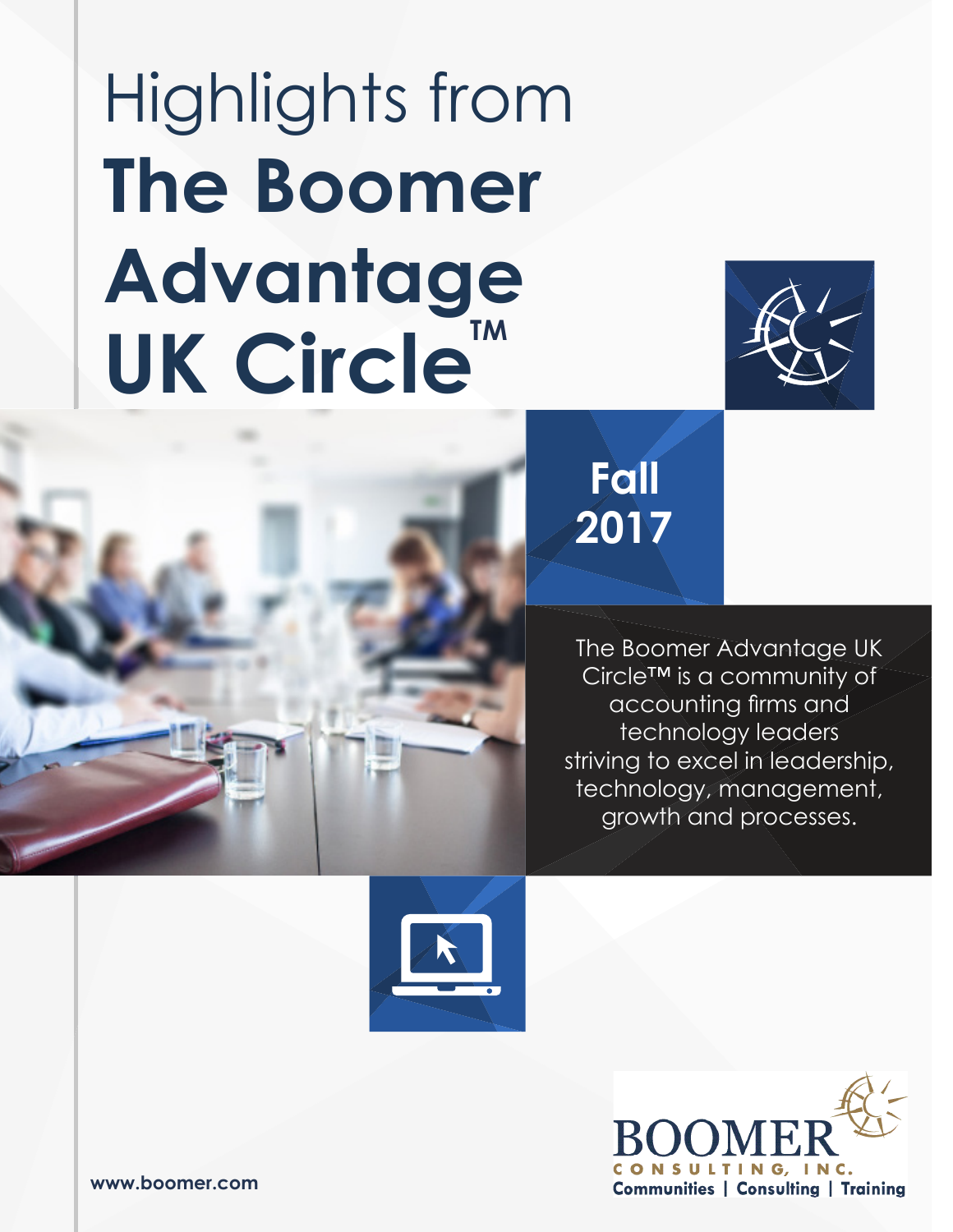# Highlights from **The Boomer Advantage UK Circle™**

**Fall 2017**

The Boomer Advantage UK Circle™ is a community of accounting firms and technology leaders striving to excel in leadership, technology, management, growth and processes.

**www.boomer.com**

BOOMER CONSULTING, INC.

Communities | Consulting | Training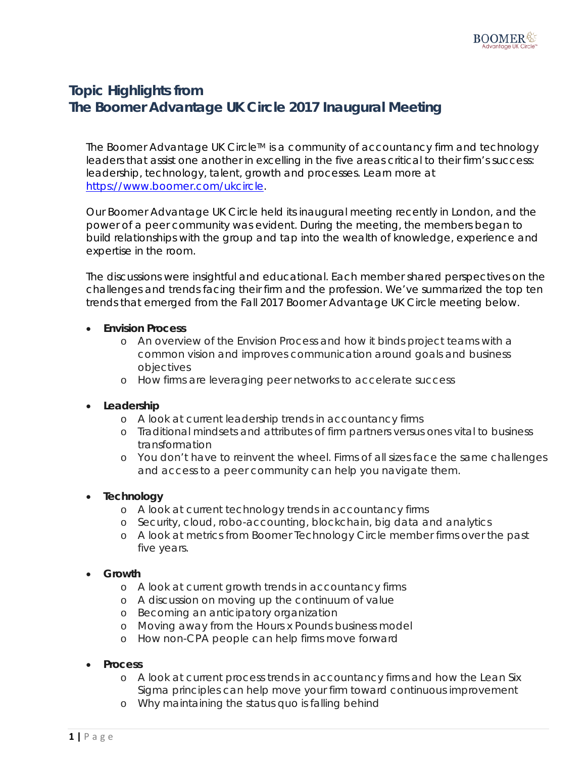## Topic Highlights from
## The Boomer Advantage UK Circle 2017 Inaugural Meeting

The Boomer Advantage UK Circle™ is a community of accountancy firm and technology leaders that assist one another in excelling in the five areas critical to their firm's success: leadership, technology, talent, growth and processes. Learn more at [https://www.boomer.com/ukcircle](https://www.boomer.com/ukcircle).

Our Boomer Advantage UK Circle held its inaugural meeting recently in London, and the power of a peer community was evident. During the meeting, the members began to build relationships with the group and tap into the wealth of knowledge, experience and expertise in the room.

The discussions were insightful and educational. Each member shared perspectives on the challenges and trends facing their firm and the profession. We've summarized the top ten trends that emerged from the Fall 2017 Boomer Advantage UK Circle meeting below.

- **Envision Process**
  - An overview of the Envision Process and how it binds project teams with a common vision and improves communication around goals and business objectives
  - How firms are leveraging peer networks to accelerate success
- **Leadership**
  - A look at current leadership trends in accountancy firms
  - Traditional mindsets and attributes of firm partners versus ones vital to business transformation
  - You don't have to reinvent the wheel. Firms of all sizes face the same challenges and access to a peer community can help you navigate them.
- **Technology**
  - A look at current technology trends in accountancy firms
  - Security, cloud, robo-accounting, blockchain, big data and analytics
  - A look at metrics from Boomer Technology Circle member firms over the past five years.
- **Growth**
  - A look at current growth trends in accountancy firms
  - A discussion on moving up the continuum of value
  - Becoming an anticipatory organization
  - Moving away from the Hours x Pounds business model
  - How non-CPA people can help firms move forward
- **Process**
  - A look at current process trends in accountancy firms and how the Lean Six Sigma principles can help move your firm toward continuous improvement
  - Why maintaining the status quo is falling behind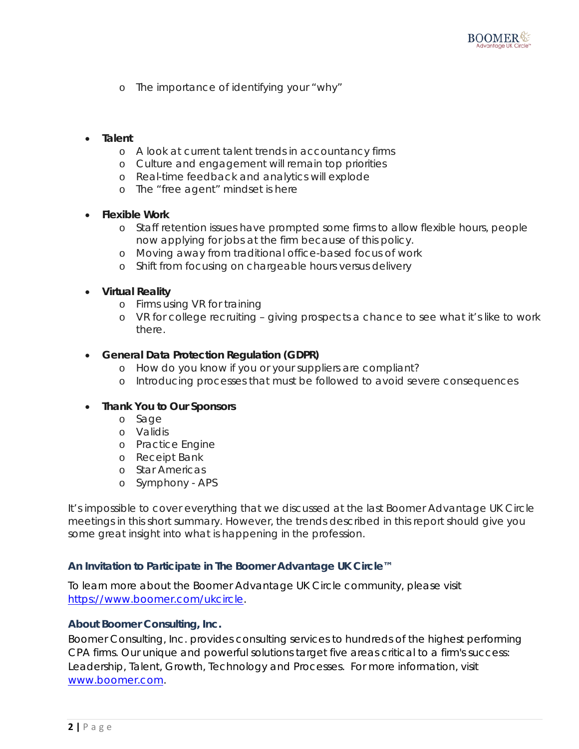- The importance of identifying your "why"

- **Talent**
  - A look at current talent trends in accountancy firms
  - Culture and engagement will remain top priorities
  - Real-time feedback and analytics will explode
  - The "free agent" mindset is here

- **Flexible Work**
  - Staff retention issues have prompted some firms to allow flexible hours, people now applying for jobs at the firm because of this policy.
  - Moving away from traditional office-based focus of work
  - Shift from focusing on chargeable hours versus delivery

- **Virtual Reality**
  - Firms using VR for training
  - VR for college recruiting – giving prospects a chance to see what it's like to work there.

- **General Data Protection Regulation (GDPR)**
  - How do you know if you or your suppliers are compliant?
  - Introducing processes that must be followed to avoid severe consequences

- **Thank You to Our Sponsors**
  - Sage
  - Validis
  - Practice Engine
  - Receipt Bank
  - Star Americas
  - Symphony - APS

It's impossible to cover everything that we discussed at the last Boomer Advantage UK Circle meetings in this short summary. However, the trends described in this report should give you some great insight into what is happening in the profession.

### An Invitation to Participate in The Boomer Advantage UK Circle™

To learn more about the Boomer Advantage UK Circle community, please visit [https://www.boomer.com/ukcircle](https://www.boomer.com/ukcircle).

### About Boomer Consulting, Inc.

Boomer Consulting, Inc. provides consulting services to hundreds of the highest performing CPA firms. Our unique and powerful solutions target five areas critical to a firm's success: Leadership, Talent, Growth, Technology and Processes. For more information, visit [www.boomer.com](http://www.boomer.com).